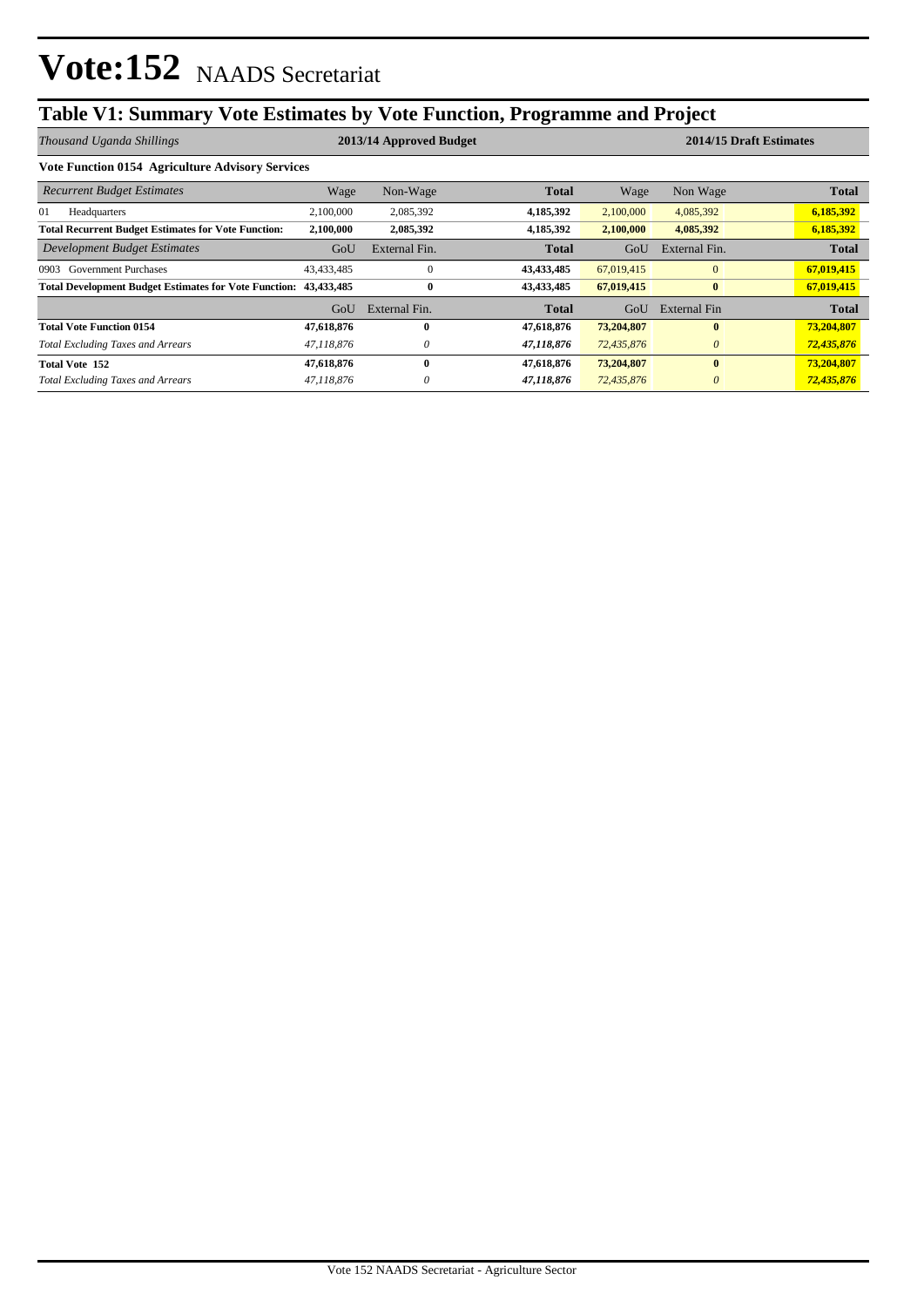# Vote:152 NAADS Secretariat

## Table V1: Summary Vote Estimates by Vote Function, Programme and Project

| *Thousand Uganda Shillings* | 2013/14 Approved Budget | | | 2014/15 Draft Estimates | | |
|---|---|---|---|---|---|---|
| **Vote Function 0154 Agriculture Advisory Services** | | | | | | |
| *Recurrent Budget Estimates* | Wage | Non-Wage | **Total** | Wage | Non Wage | **Total** |
| 01 Headquarters | 2,100,000 | 2,085,392 | **4,185,392** | 2,100,000 | 4,085,392 | **6,185,392** |
| **Total Recurrent Budget Estimates for Vote Function:** | **2,100,000** | **2,085,392** | **4,185,392** | **2,100,000** | **4,085,392** | **6,185,392** |
| *Development Budget Estimates* | GoU | External Fin. | **Total** | GoU | External Fin. | **Total** |
| 0903 Government Purchases | 43,433,485 | 0 | **43,433,485** | 67,019,415 | 0 | **67,019,415** |
| **Total Development Budget Estimates for Vote Function:** | **43,433,485** | **0** | **43,433,485** | **67,019,415** | **0** | **67,019,415** |
| | GoU | External Fin. | **Total** | GoU | External Fin | **Total** |
| **Total Vote Function 0154** | **47,618,876** | **0** | **47,618,876** | **73,204,807** | **0** | **73,204,807** |
| *Total Excluding Taxes and Arrears* | *47,118,876* | *0* | ***47,118,876*** | *72,435,876* | *0* | ***72,435,876*** |
| **Total Vote 152** | **47,618,876** | **0** | **47,618,876** | **73,204,807** | **0** | **73,204,807** |
| *Total Excluding Taxes and Arrears* | *47,118,876* | *0* | ***47,118,876*** | *72,435,876* | *0* | ***72,435,876*** |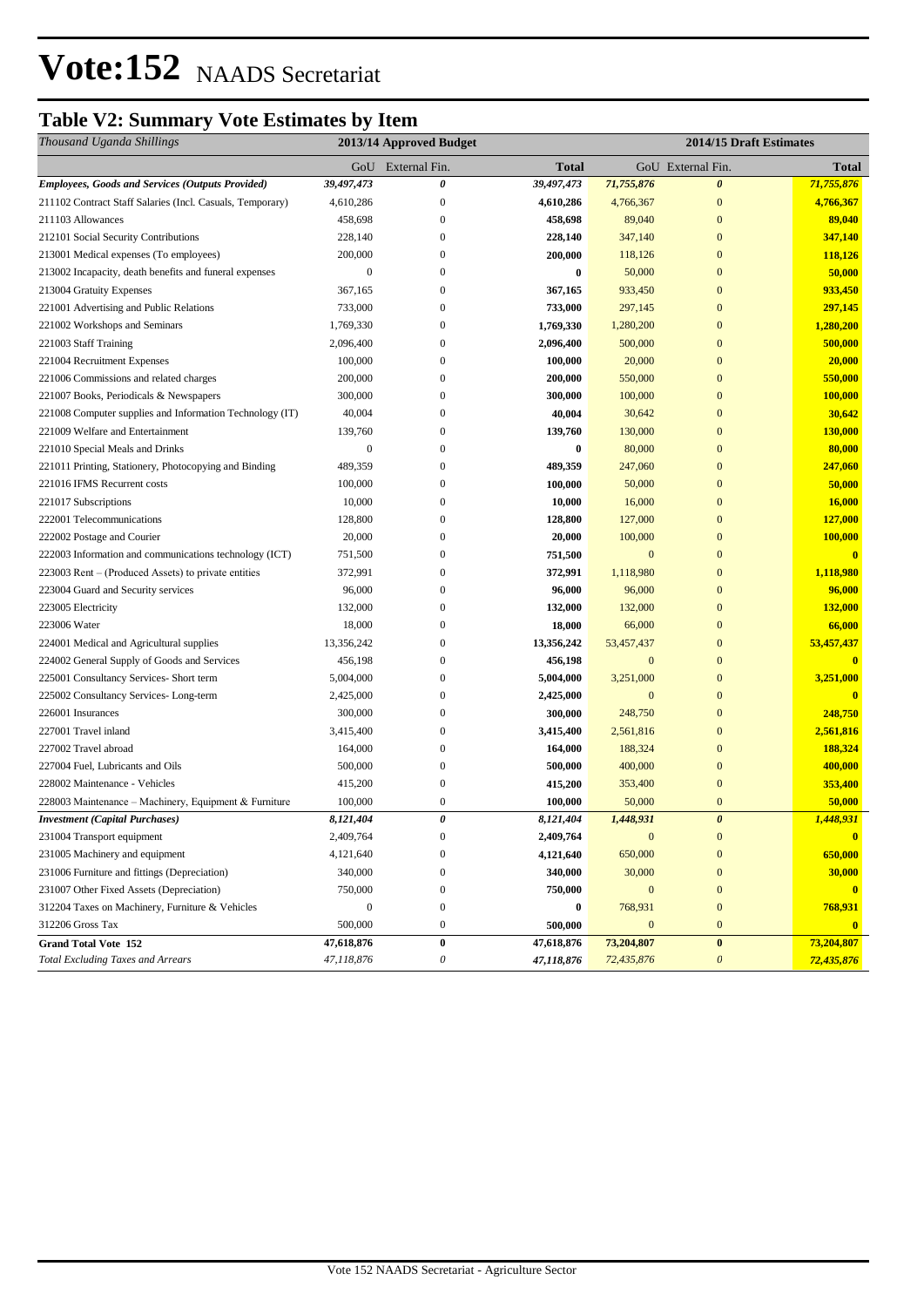# Vote:152 NAADS Secretariat

## Table V2: Summary Vote Estimates by Item

| *Thousand Uganda Shillings* | 2013/14 Approved Budget | | | 2014/15 Draft Estimates | | |
|---|---|---|---|---|---|---|
| | GoU | External Fin. | Total | GoU | External Fin. | Total |
| ***Employees, Goods and Services (Outputs Provided)*** | ***39,497,473*** | ***0*** | ***39,497,473*** | ***71,755,876*** | ***0*** | ***71,755,876*** |
| 211102 Contract Staff Salaries (Incl. Casuals, Temporary) | 4,610,286 | 0 | **4,610,286** | 4,766,367 | 0 | **4,766,367** |
| 211103 Allowances | 458,698 | 0 | **458,698** | 89,040 | 0 | **89,040** |
| 212101 Social Security Contributions | 228,140 | 0 | **228,140** | 347,140 | 0 | **347,140** |
| 213001 Medical expenses (To employees) | 200,000 | 0 | **200,000** | 118,126 | 0 | **118,126** |
| 213002 Incapacity, death benefits and funeral expenses | 0 | 0 | **0** | 50,000 | 0 | **50,000** |
| 213004 Gratuity Expenses | 367,165 | 0 | **367,165** | 933,450 | 0 | **933,450** |
| 221001 Advertising and Public Relations | 733,000 | 0 | **733,000** | 297,145 | 0 | **297,145** |
| 221002 Workshops and Seminars | 1,769,330 | 0 | **1,769,330** | 1,280,200 | 0 | **1,280,200** |
| 221003 Staff Training | 2,096,400 | 0 | **2,096,400** | 500,000 | 0 | **500,000** |
| 221004 Recruitment Expenses | 100,000 | 0 | **100,000** | 20,000 | 0 | **20,000** |
| 221006 Commissions and related charges | 200,000 | 0 | **200,000** | 550,000 | 0 | **550,000** |
| 221007 Books, Periodicals & Newspapers | 300,000 | 0 | **300,000** | 100,000 | 0 | **100,000** |
| 221008 Computer supplies and Information Technology (IT) | 40,004 | 0 | **40,004** | 30,642 | 0 | **30,642** |
| 221009 Welfare and Entertainment | 139,760 | 0 | **139,760** | 130,000 | 0 | **130,000** |
| 221010 Special Meals and Drinks | 0 | 0 | **0** | 80,000 | 0 | **80,000** |
| 221011 Printing, Stationery, Photocopying and Binding | 489,359 | 0 | **489,359** | 247,060 | 0 | **247,060** |
| 221016 IFMS Recurrent costs | 100,000 | 0 | **100,000** | 50,000 | 0 | **50,000** |
| 221017 Subscriptions | 10,000 | 0 | **10,000** | 16,000 | 0 | **16,000** |
| 222001 Telecommunications | 128,800 | 0 | **128,800** | 127,000 | 0 | **127,000** |
| 222002 Postage and Courier | 20,000 | 0 | **20,000** | 100,000 | 0 | **100,000** |
| 222003 Information and communications technology (ICT) | 751,500 | 0 | **751,500** | 0 | 0 | **0** |
| 223003 Rent – (Produced Assets) to private entities | 372,991 | 0 | **372,991** | 1,118,980 | 0 | **1,118,980** |
| 223004 Guard and Security services | 96,000 | 0 | **96,000** | 96,000 | 0 | **96,000** |
| 223005 Electricity | 132,000 | 0 | **132,000** | 132,000 | 0 | **132,000** |
| 223006 Water | 18,000 | 0 | **18,000** | 66,000 | 0 | **66,000** |
| 224001 Medical and Agricultural supplies | 13,356,242 | 0 | **13,356,242** | 53,457,437 | 0 | **53,457,437** |
| 224002 General Supply of Goods and Services | 456,198 | 0 | **456,198** | 0 | 0 | **0** |
| 225001 Consultancy Services- Short term | 5,004,000 | 0 | **5,004,000** | 3,251,000 | 0 | **3,251,000** |
| 225002 Consultancy Services- Long-term | 2,425,000 | 0 | **2,425,000** | 0 | 0 | **0** |
| 226001 Insurances | 300,000 | 0 | **300,000** | 248,750 | 0 | **248,750** |
| 227001 Travel inland | 3,415,400 | 0 | **3,415,400** | 2,561,816 | 0 | **2,561,816** |
| 227002 Travel abroad | 164,000 | 0 | **164,000** | 188,324 | 0 | **188,324** |
| 227004 Fuel, Lubricants and Oils | 500,000 | 0 | **500,000** | 400,000 | 0 | **400,000** |
| 228002 Maintenance - Vehicles | 415,200 | 0 | **415,200** | 353,400 | 0 | **353,400** |
| 228003 Maintenance – Machinery, Equipment & Furniture | 100,000 | 0 | **100,000** | 50,000 | 0 | **50,000** |
| ***Investment (Capital Purchases)*** | ***8,121,404*** | ***0*** | ***8,121,404*** | ***1,448,931*** | ***0*** | ***1,448,931*** |
| 231004 Transport equipment | 2,409,764 | 0 | **2,409,764** | 0 | 0 | **0** |
| 231005 Machinery and equipment | 4,121,640 | 0 | **4,121,640** | 650,000 | 0 | **650,000** |
| 231006 Furniture and fittings (Depreciation) | 340,000 | 0 | **340,000** | 30,000 | 0 | **30,000** |
| 231007 Other Fixed Assets (Depreciation) | 750,000 | 0 | **750,000** | 0 | 0 | **0** |
| 312204 Taxes on Machinery, Furniture & Vehicles | 0 | 0 | **0** | 768,931 | 0 | **768,931** |
| 312206 Gross Tax | 500,000 | 0 | **500,000** | 0 | 0 | **0** |
| **Grand Total Vote 152** | **47,618,876** | **0** | **47,618,876** | **73,204,807** | **0** | **73,204,807** |
| *Total Excluding Taxes and Arrears* | *47,118,876* | *0* | ***47,118,876*** | *72,435,876* | *0* | ***72,435,876*** |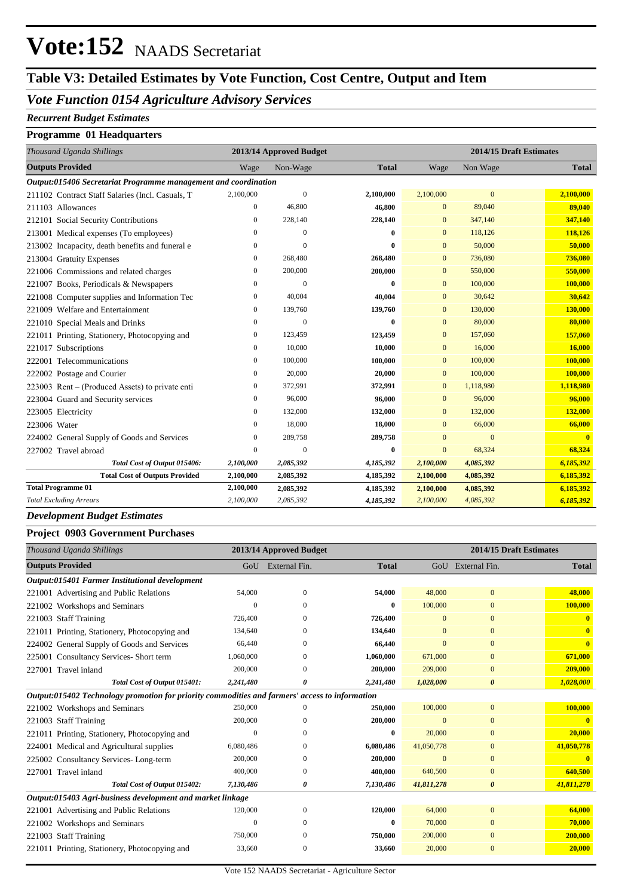# Vote:152 NAADS Secretariat

## Table V3: Detailed Estimates by Vote Function, Cost Centre, Output and Item

### *Vote Function 0154 Agriculture Advisory Services*

#### *Recurrent Budget Estimates*

#### Programme 01 Headquarters

| *Thousand Uganda Shillings* | 2013/14 Approved Budget | | | 2014/15 Draft Estimates | | |
|---|---|---|---|---|---|---|
| **Outputs Provided** | Wage | Non-Wage | **Total** | Wage | Non Wage | **Total** |
| ***Output:015406 Secretariat Programme management and coordination*** | | | | | | |
| 211102 Contract Staff Salaries (Incl. Casuals, T | 2,100,000 | 0 | **2,100,000** | 2,100,000 | 0 | **2,100,000** |
| 211103 Allowances | 0 | 46,800 | **46,800** | 0 | 89,040 | **89,040** |
| 212101 Social Security Contributions | 0 | 228,140 | **228,140** | 0 | 347,140 | **347,140** |
| 213001 Medical expenses (To employees) | 0 | 0 | **0** | 0 | 118,126 | **118,126** |
| 213002 Incapacity, death benefits and funeral e | 0 | 0 | **0** | 0 | 50,000 | **50,000** |
| 213004 Gratuity Expenses | 0 | 268,480 | **268,480** | 0 | 736,080 | **736,080** |
| 221006 Commissions and related charges | 0 | 200,000 | **200,000** | 0 | 550,000 | **550,000** |
| 221007 Books, Periodicals & Newspapers | 0 | 0 | **0** | 0 | 100,000 | **100,000** |
| 221008 Computer supplies and Information Tec | 0 | 40,004 | **40,004** | 0 | 30,642 | **30,642** |
| 221009 Welfare and Entertainment | 0 | 139,760 | **139,760** | 0 | 130,000 | **130,000** |
| 221010 Special Meals and Drinks | 0 | 0 | **0** | 0 | 80,000 | **80,000** |
| 221011 Printing, Stationery, Photocopying and | 0 | 123,459 | **123,459** | 0 | 157,060 | **157,060** |
| 221017 Subscriptions | 0 | 10,000 | **10,000** | 0 | 16,000 | **16,000** |
| 222001 Telecommunications | 0 | 100,000 | **100,000** | 0 | 100,000 | **100,000** |
| 222002 Postage and Courier | 0 | 20,000 | **20,000** | 0 | 100,000 | **100,000** |
| 223003 Rent – (Produced Assets) to private enti | 0 | 372,991 | **372,991** | 0 | 1,118,980 | **1,118,980** |
| 223004 Guard and Security services | 0 | 96,000 | **96,000** | 0 | 96,000 | **96,000** |
| 223005 Electricity | 0 | 132,000 | **132,000** | 0 | 132,000 | **132,000** |
| 223006 Water | 0 | 18,000 | **18,000** | 0 | 66,000 | **66,000** |
| 224002 General Supply of Goods and Services | 0 | 289,758 | **289,758** | 0 | 0 | **0** |
| 227002 Travel abroad | 0 | 0 | **0** | 0 | 68,324 | **68,324** |
| ***Total Cost of Output 015406:*** | ***2,100,000*** | ***2,085,392*** | ***4,185,392*** | ***2,100,000*** | ***4,085,392*** | ***6,185,392*** |
| **Total Cost of Outputs Provided** | **2,100,000** | **2,085,392** | **4,185,392** | **2,100,000** | **4,085,392** | **6,185,392** |
| **Total Programme 01** | **2,100,000** | **2,085,392** | **4,185,392** | **2,100,000** | **4,085,392** | **6,185,392** |
| *Total Excluding Arrears* | *2,100,000* | *2,085,392* | *4,185,392* | *2,100,000* | *4,085,392* | *6,185,392* |

#### *Development Budget Estimates*

#### Project 0903 Government Purchases

| *Thousand Uganda Shillings* | 2013/14 Approved Budget | | | 2014/15 Draft Estimates | | |
|---|---|---|---|---|---|---|
| **Outputs Provided** | GoU | External Fin. | **Total** | GoU | External Fin. | **Total** |
| ***Output:015401 Farmer Institutional development*** | | | | | | |
| 221001 Advertising and Public Relations | 54,000 | 0 | **54,000** | 48,000 | 0 | **48,000** |
| 221002 Workshops and Seminars | 0 | 0 | **0** | 100,000 | 0 | **100,000** |
| 221003 Staff Training | 726,400 | 0 | **726,400** | 0 | 0 | **0** |
| 221011 Printing, Stationery, Photocopying and | 134,640 | 0 | **134,640** | 0 | 0 | **0** |
| 224002 General Supply of Goods and Services | 66,440 | 0 | **66,440** | 0 | 0 | **0** |
| 225001 Consultancy Services- Short term | 1,060,000 | 0 | **1,060,000** | 671,000 | 0 | **671,000** |
| 227001 Travel inland | 200,000 | 0 | **200,000** | 209,000 | 0 | **209,000** |
| ***Total Cost of Output 015401:*** | ***2,241,480*** | ***0*** | ***2,241,480*** | ***1,028,000*** | ***0*** | ***1,028,000*** |
| ***Output:015402 Technology promotion for priority commodities and farmers' access to information*** | | | | | | |
| 221002 Workshops and Seminars | 250,000 | 0 | **250,000** | 100,000 | 0 | **100,000** |
| 221003 Staff Training | 200,000 | 0 | **200,000** | 0 | 0 | **0** |
| 221011 Printing, Stationery, Photocopying and | 0 | 0 | **0** | 20,000 | 0 | **20,000** |
| 224001 Medical and Agricultural supplies | 6,080,486 | 0 | **6,080,486** | 41,050,778 | 0 | **41,050,778** |
| 225002 Consultancy Services- Long-term | 200,000 | 0 | **200,000** | 0 | 0 | **0** |
| 227001 Travel inland | 400,000 | 0 | **400,000** | 640,500 | 0 | **640,500** |
| ***Total Cost of Output 015402:*** | ***7,130,486*** | ***0*** | ***7,130,486*** | ***41,811,278*** | ***0*** | ***41,811,278*** |
| ***Output:015403 Agri-business development and market linkage*** | | | | | | |
| 221001 Advertising and Public Relations | 120,000 | 0 | **120,000** | 64,000 | 0 | **64,000** |
| 221002 Workshops and Seminars | 0 | 0 | **0** | 70,000 | 0 | **70,000** |
| 221003 Staff Training | 750,000 | 0 | **750,000** | 200,000 | 0 | **200,000** |
| 221011 Printing, Stationery, Photocopying and | 33,660 | 0 | **33,660** | 20,000 | 0 | **20,000** |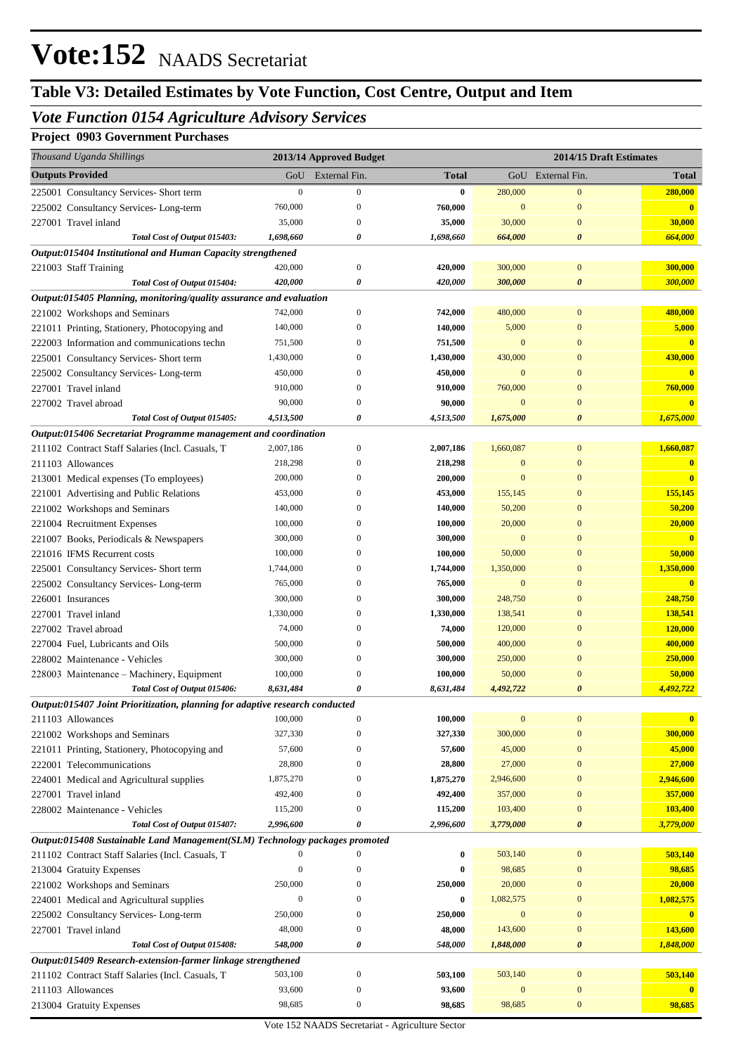# Vote:152 NAADS Secretariat

## Table V3: Detailed Estimates by Vote Function, Cost Centre, Output and Item

### *Vote Function 0154 Agriculture Advisory Services*

**Project 0903 Government Purchases**

| *Thousand Uganda Shillings* | 2013/14 Approved Budget | | | 2014/15 Draft Estimates | | |
|---|---|---|---|---|---|---|
| **Outputs Provided** | GoU | External Fin. | **Total** | GoU | External Fin. | **Total** |
| 225001 Consultancy Services- Short term | 0 | 0 | **0** | 280,000 | 0 | **280,000** |
| 225002 Consultancy Services- Long-term | 760,000 | 0 | **760,000** | 0 | 0 | **0** |
| 227001 Travel inland | 35,000 | 0 | **35,000** | 30,000 | 0 | **30,000** |
| ***Total Cost of Output 015403:*** | ***1,698,660*** | ***0*** | ***1,698,660*** | ***664,000*** | ***0*** | ***664,000*** |
| ***Output:015404 Institutional and Human Capacity strengthened*** | | | | | | |
| 221003 Staff Training | 420,000 | 0 | **420,000** | 300,000 | 0 | **300,000** |
| ***Total Cost of Output 015404:*** | ***420,000*** | ***0*** | ***420,000*** | ***300,000*** | ***0*** | ***300,000*** |
| ***Output:015405 Planning, monitoring/quality assurance and evaluation*** | | | | | | |
| 221002 Workshops and Seminars | 742,000 | 0 | **742,000** | 480,000 | 0 | **480,000** |
| 221011 Printing, Stationery, Photocopying and | 140,000 | 0 | **140,000** | 5,000 | 0 | **5,000** |
| 222003 Information and communications techn | 751,500 | 0 | **751,500** | 0 | 0 | **0** |
| 225001 Consultancy Services- Short term | 1,430,000 | 0 | **1,430,000** | 430,000 | 0 | **430,000** |
| 225002 Consultancy Services- Long-term | 450,000 | 0 | **450,000** | 0 | 0 | **0** |
| 227001 Travel inland | 910,000 | 0 | **910,000** | 760,000 | 0 | **760,000** |
| 227002 Travel abroad | 90,000 | 0 | **90,000** | 0 | 0 | **0** |
| ***Total Cost of Output 015405:*** | ***4,513,500*** | ***0*** | ***4,513,500*** | ***1,675,000*** | ***0*** | ***1,675,000*** |
| ***Output:015406 Secretariat Programme management and coordination*** | | | | | | |
| 211102 Contract Staff Salaries (Incl. Casuals, T | 2,007,186 | 0 | **2,007,186** | 1,660,087 | 0 | **1,660,087** |
| 211103 Allowances | 218,298 | 0 | **218,298** | 0 | 0 | **0** |
| 213001 Medical expenses (To employees) | 200,000 | 0 | **200,000** | 0 | 0 | **0** |
| 221001 Advertising and Public Relations | 453,000 | 0 | **453,000** | 155,145 | 0 | **155,145** |
| 221002 Workshops and Seminars | 140,000 | 0 | **140,000** | 50,200 | 0 | **50,200** |
| 221004 Recruitment Expenses | 100,000 | 0 | **100,000** | 20,000 | 0 | **20,000** |
| 221007 Books, Periodicals & Newspapers | 300,000 | 0 | **300,000** | 0 | 0 | **0** |
| 221016 IFMS Recurrent costs | 100,000 | 0 | **100,000** | 50,000 | 0 | **50,000** |
| 225001 Consultancy Services- Short term | 1,744,000 | 0 | **1,744,000** | 1,350,000 | 0 | **1,350,000** |
| 225002 Consultancy Services- Long-term | 765,000 | 0 | **765,000** | 0 | 0 | **0** |
| 226001 Insurances | 300,000 | 0 | **300,000** | 248,750 | 0 | **248,750** |
| 227001 Travel inland | 1,330,000 | 0 | **1,330,000** | 138,541 | 0 | **138,541** |
| 227002 Travel abroad | 74,000 | 0 | **74,000** | 120,000 | 0 | **120,000** |
| 227004 Fuel, Lubricants and Oils | 500,000 | 0 | **500,000** | 400,000 | 0 | **400,000** |
| 228002 Maintenance - Vehicles | 300,000 | 0 | **300,000** | 250,000 | 0 | **250,000** |
| 228003 Maintenance – Machinery, Equipment | 100,000 | 0 | **100,000** | 50,000 | 0 | **50,000** |
| ***Total Cost of Output 015406:*** | ***8,631,484*** | ***0*** | ***8,631,484*** | ***4,492,722*** | ***0*** | ***4,492,722*** |
| ***Output:015407 Joint Prioritization, planning for adaptive research conducted*** | | | | | | |
| 211103 Allowances | 100,000 | 0 | **100,000** | 0 | 0 | **0** |
| 221002 Workshops and Seminars | 327,330 | 0 | **327,330** | 300,000 | 0 | **300,000** |
| 221011 Printing, Stationery, Photocopying and | 57,600 | 0 | **57,600** | 45,000 | 0 | **45,000** |
| 222001 Telecommunications | 28,800 | 0 | **28,800** | 27,000 | 0 | **27,000** |
| 224001 Medical and Agricultural supplies | 1,875,270 | 0 | **1,875,270** | 2,946,600 | 0 | **2,946,600** |
| 227001 Travel inland | 492,400 | 0 | **492,400** | 357,000 | 0 | **357,000** |
| 228002 Maintenance - Vehicles | 115,200 | 0 | **115,200** | 103,400 | 0 | **103,400** |
| ***Total Cost of Output 015407:*** | ***2,996,600*** | ***0*** | ***2,996,600*** | ***3,779,000*** | ***0*** | ***3,779,000*** |
| ***Output:015408 Sustainable Land Management(SLM) Technology packages promoted*** | | | | | | |
| 211102 Contract Staff Salaries (Incl. Casuals, T | 0 | 0 | **0** | 503,140 | 0 | **503,140** |
| 213004 Gratuity Expenses | 0 | 0 | **0** | 98,685 | 0 | **98,685** |
| 221002 Workshops and Seminars | 250,000 | 0 | **250,000** | 20,000 | 0 | **20,000** |
| 224001 Medical and Agricultural supplies | 0 | 0 | **0** | 1,082,575 | 0 | **1,082,575** |
| 225002 Consultancy Services- Long-term | 250,000 | 0 | **250,000** | 0 | 0 | **0** |
| 227001 Travel inland | 48,000 | 0 | **48,000** | 143,600 | 0 | **143,600** |
| ***Total Cost of Output 015408:*** | ***548,000*** | ***0*** | ***548,000*** | ***1,848,000*** | ***0*** | ***1,848,000*** |
| ***Output:015409 Research-extension-farmer linkage strengthened*** | | | | | | |
| 211102 Contract Staff Salaries (Incl. Casuals, T | 503,100 | 0 | **503,100** | 503,140 | 0 | **503,140** |
| 211103 Allowances | 93,600 | 0 | **93,600** | 0 | 0 | **0** |
| 213004 Gratuity Expenses | 98,685 | 0 | **98,685** | 98,685 | 0 | **98,685** |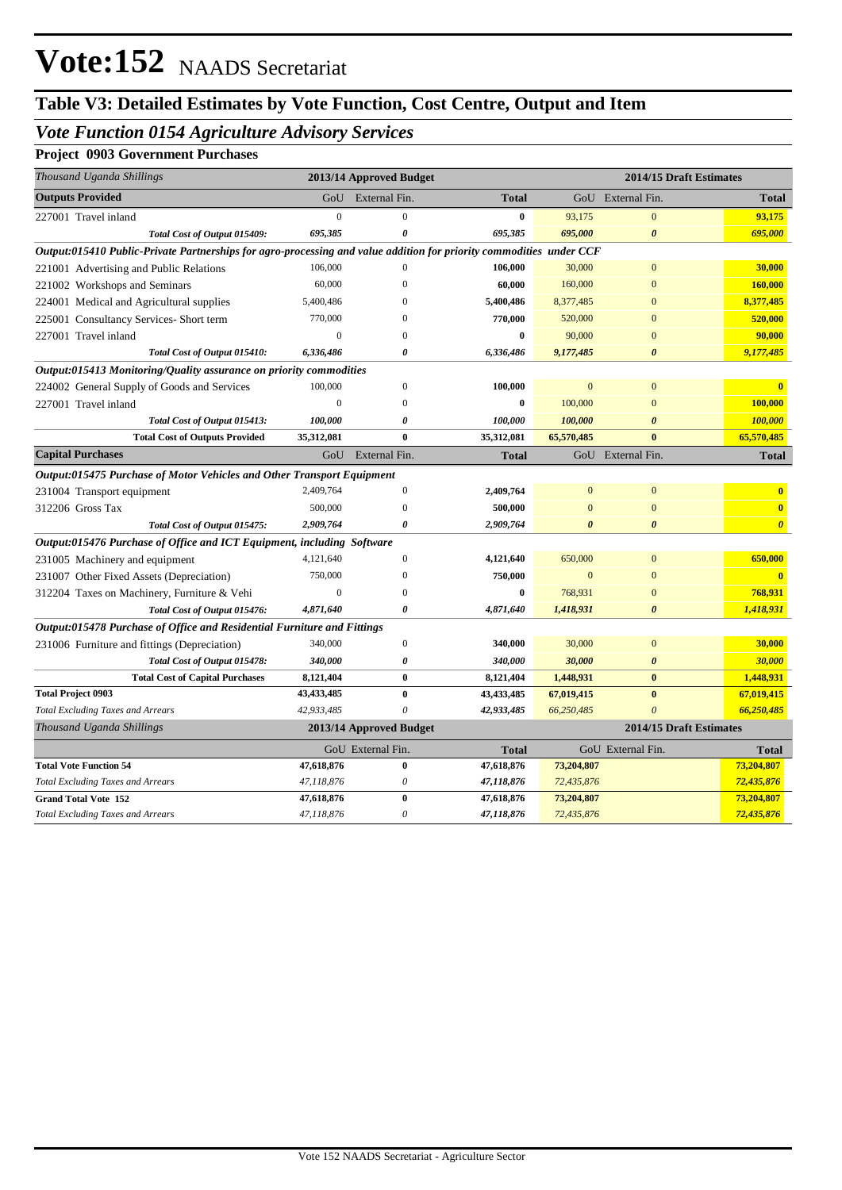# Vote:152 NAADS Secretariat

## Table V3: Detailed Estimates by Vote Function, Cost Centre, Output and Item

### *Vote Function 0154 Agriculture Advisory Services*

**Project 0903 Government Purchases**

| *Thousand Uganda Shillings* | 2013/14 Approved Budget | | | 2014/15 Draft Estimates | | |
|---|---|---|---|---|---|---|
| **Outputs Provided** | GoU | External Fin. | **Total** | GoU | External Fin. | **Total** |
| 227001 Travel inland | 0 | 0 | **0** | 93,175 | 0 | **93,175** |
| *Total Cost of Output 015409:* | *695,385* | *0* | *695,385* | *695,000* | *0* | *695,000* |
| ***Output:015410 Public-Private Partnerships for agro-processing and value addition for priority commodities under CCF*** | | | | | | |
| 221001 Advertising and Public Relations | 106,000 | 0 | **106,000** | 30,000 | 0 | **30,000** |
| 221002 Workshops and Seminars | 60,000 | 0 | **60,000** | 160,000 | 0 | **160,000** |
| 224001 Medical and Agricultural supplies | 5,400,486 | 0 | **5,400,486** | 8,377,485 | 0 | **8,377,485** |
| 225001 Consultancy Services- Short term | 770,000 | 0 | **770,000** | 520,000 | 0 | **520,000** |
| 227001 Travel inland | 0 | 0 | **0** | 90,000 | 0 | **90,000** |
| *Total Cost of Output 015410:* | *6,336,486* | *0* | *6,336,486* | *9,177,485* | *0* | *9,177,485* |
| ***Output:015413 Monitoring/Quality assurance on priority commodities*** | | | | | | |
| 224002 General Supply of Goods and Services | 100,000 | 0 | **100,000** | 0 | 0 | **0** |
| 227001 Travel inland | 0 | 0 | **0** | 100,000 | 0 | **100,000** |
| *Total Cost of Output 015413:* | *100,000* | *0* | *100,000* | *100,000* | *0* | *100,000* |
| **Total Cost of Outputs Provided** | **35,312,081** | **0** | **35,312,081** | **65,570,485** | **0** | **65,570,485** |
| **Capital Purchases** | GoU | External Fin. | **Total** | GoU | External Fin. | **Total** |
| ***Output:015475 Purchase of Motor Vehicles and Other Transport Equipment*** | | | | | | |
| 231004 Transport equipment | 2,409,764 | 0 | **2,409,764** | 0 | 0 | **0** |
| 312206 Gross Tax | 500,000 | 0 | **500,000** | 0 | 0 | **0** |
| *Total Cost of Output 015475:* | *2,909,764* | *0* | *2,909,764* | *0* | *0* | *0* |
| ***Output:015476 Purchase of Office and ICT Equipment, including Software*** | | | | | | |
| 231005 Machinery and equipment | 4,121,640 | 0 | **4,121,640** | 650,000 | 0 | **650,000** |
| 231007 Other Fixed Assets (Depreciation) | 750,000 | 0 | **750,000** | 0 | 0 | **0** |
| 312204 Taxes on Machinery, Furniture & Vehi | 0 | 0 | **0** | 768,931 | 0 | **768,931** |
| *Total Cost of Output 015476:* | *4,871,640* | *0* | *4,871,640* | *1,418,931* | *0* | *1,418,931* |
| ***Output:015478 Purchase of Office and Residential Furniture and Fittings*** | | | | | | |
| 231006 Furniture and fittings (Depreciation) | 340,000 | 0 | **340,000** | 30,000 | 0 | **30,000** |
| *Total Cost of Output 015478:* | *340,000* | *0* | *340,000* | *30,000* | *0* | *30,000* |
| **Total Cost of Capital Purchases** | **8,121,404** | **0** | **8,121,404** | **1,448,931** | **0** | **1,448,931** |
| **Total Project 0903** | **43,433,485** | **0** | **43,433,485** | **67,019,415** | **0** | **67,019,415** |
| *Total Excluding Taxes and Arrears* | *42,933,485* | *0* | *42,933,485* | *66,250,485* | *0* | *66,250,485* |

| *Thousand Uganda Shillings* | 2013/14 Approved Budget | | | 2014/15 Draft Estimates | | |
|---|---|---|---|---|---|---|
| | GoU | External Fin. | **Total** | GoU | External Fin. | **Total** |
| **Total Vote Function 54** | **47,618,876** | **0** | **47,618,876** | **73,204,807** | | **73,204,807** |
| *Total Excluding Taxes and Arrears* | *47,118,876* | *0* | *47,118,876* | *72,435,876* | | *72,435,876* |
| **Grand Total Vote 152** | **47,618,876** | **0** | **47,618,876** | **73,204,807** | | **73,204,807** |
| *Total Excluding Taxes and Arrears* | *47,118,876* | *0* | *47,118,876* | *72,435,876* | | *72,435,876* |